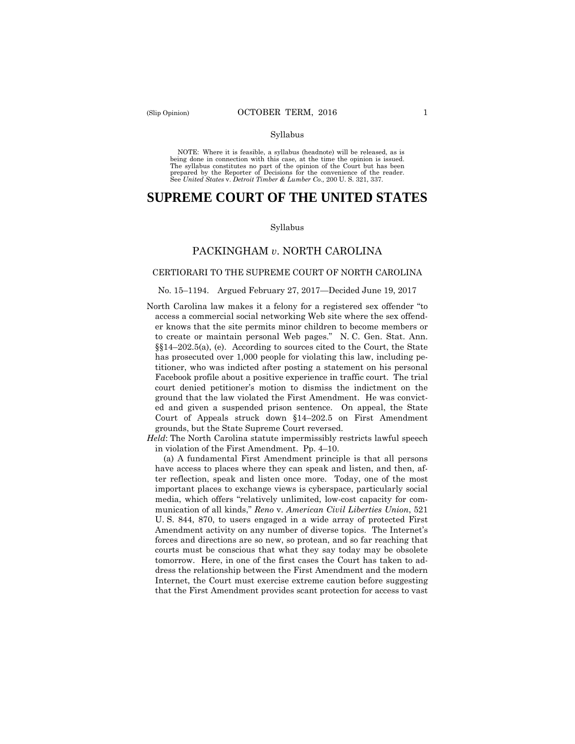Syllabus

NOTE: Where it is feasible, a syllabus (headnote) will be released, as is being done in connection with this case, at the time the opinion is issued. The syllabus constitutes no part of the opinion of the Court but has been prepared by the Reporter of Decisions for the convenience of the reader. See *United States* v. *Detroit Timber & Lumber Co.,* 200 U. S. 321, 337.

# SUPREME COURT OF THE UNITED STATES

Syllabus

## PACKINGHAM *v*. NORTH CAROLINA

### CERTIORARI TO THE SUPREME COURT OF NORTH CAROLINA

No. 15–1194. Argued February 27, 2017—Decided June 19, 2017

North Carolina law makes it a felony for a registered sex offender "to access a commercial social networking Web site where the sex offender knows that the site permits minor children to become members or to create or maintain personal Web pages." N. C. Gen. Stat. Ann. §§14–202.5(a), (e). According to sources cited to the Court, the State has prosecuted over 1,000 people for violating this law, including petitioner, who was indicted after posting a statement on his personal Facebook profile about a positive experience in traffic court. The trial court denied petitioner's motion to dismiss the indictment on the ground that the law violated the First Amendment. He was convicted and given a suspended prison sentence. On appeal, the State Court of Appeals struck down §14–202.5 on First Amendment grounds, but the State Supreme Court reversed.

*Held*: The North Carolina statute impermissibly restricts lawful speech in violation of the First Amendment. Pp. 4–10.

(a) A fundamental First Amendment principle is that all persons have access to places where they can speak and listen, and then, after reflection, speak and listen once more. Today, one of the most important places to exchange views is cyberspace, particularly social media, which offers "relatively unlimited, low-cost capacity for communication of all kinds," *Reno* v. *American Civil Liberties Union*, 521 U. S. 844, 870, to users engaged in a wide array of protected First Amendment activity on any number of diverse topics. The Internet's forces and directions are so new, so protean, and so far reaching that courts must be conscious that what they say today may be obsolete tomorrow. Here, in one of the first cases the Court has taken to address the relationship between the First Amendment and the modern Internet, the Court must exercise extreme caution before suggesting that the First Amendment provides scant protection for access to vast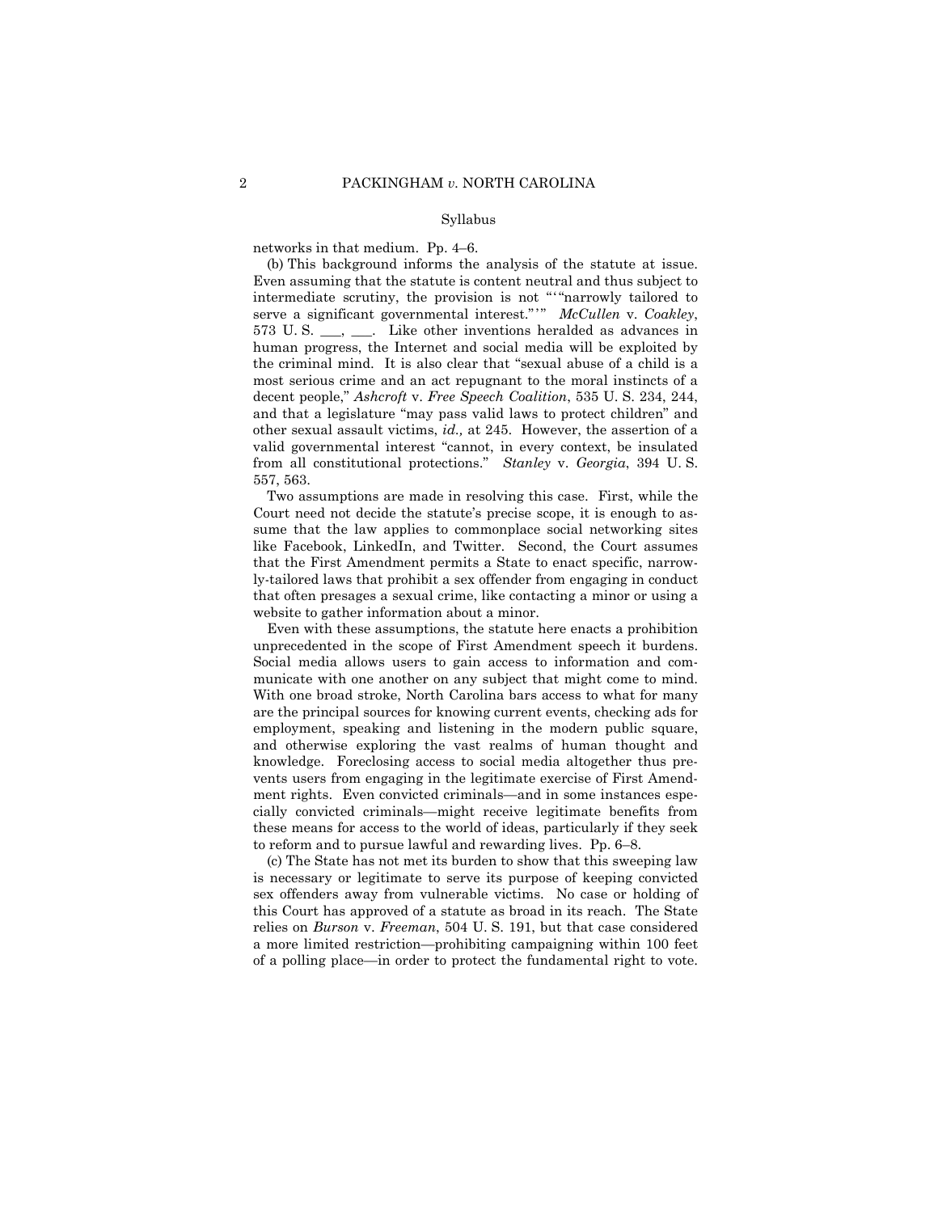networks in that medium. Pp. 4–6.

(b) This background informs the analysis of the statute at issue. Even assuming that the statute is content neutral and thus subject to intermediate scrutiny, the provision is not "'"narrowly tailored to serve a significant governmental interest."'" *McCullen* v. *Coakley*, 573 U. S. ___, ___. Like other inventions heralded as advances in human progress, the Internet and social media will be exploited by the criminal mind. It is also clear that "sexual abuse of a child is a most serious crime and an act repugnant to the moral instincts of a decent people," *Ashcroft* v. *Free Speech Coalition*, 535 U. S. 234, 244, and that a legislature "may pass valid laws to protect children" and other sexual assault victims, *id.,* at 245. However, the assertion of a valid governmental interest "cannot, in every context, be insulated from all constitutional protections." *Stanley* v. *Georgia*, 394 U. S. 557, 563.

Two assumptions are made in resolving this case. First, while the Court need not decide the statute's precise scope, it is enough to assume that the law applies to commonplace social networking sites like Facebook, LinkedIn, and Twitter. Second, the Court assumes that the First Amendment permits a State to enact specific, narrowly-tailored laws that prohibit a sex offender from engaging in conduct that often presages a sexual crime, like contacting a minor or using a website to gather information about a minor.

Even with these assumptions, the statute here enacts a prohibition unprecedented in the scope of First Amendment speech it burdens. Social media allows users to gain access to information and communicate with one another on any subject that might come to mind. With one broad stroke, North Carolina bars access to what for many are the principal sources for knowing current events, checking ads for employment, speaking and listening in the modern public square, and otherwise exploring the vast realms of human thought and knowledge. Foreclosing access to social media altogether thus prevents users from engaging in the legitimate exercise of First Amendment rights. Even convicted criminals—and in some instances especially convicted criminals—might receive legitimate benefits from these means for access to the world of ideas, particularly if they seek to reform and to pursue lawful and rewarding lives. Pp. 6–8.

(c) The State has not met its burden to show that this sweeping law is necessary or legitimate to serve its purpose of keeping convicted sex offenders away from vulnerable victims. No case or holding of this Court has approved of a statute as broad in its reach. The State relies on *Burson* v. *Freeman*, 504 U. S. 191, but that case considered a more limited restriction—prohibiting campaigning within 100 feet of a polling place—in order to protect the fundamental right to vote.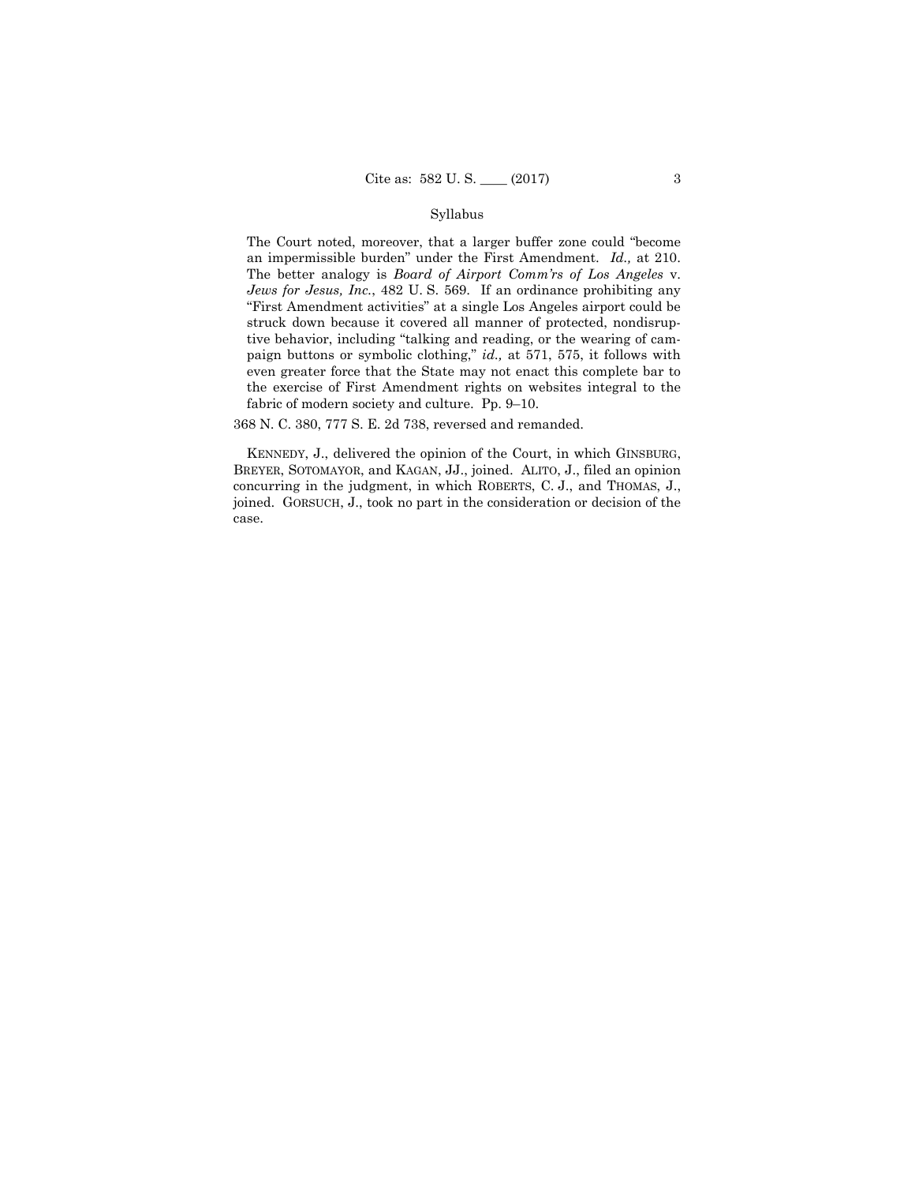Syllabus

The Court noted, moreover, that a larger buffer zone could "become an impermissible burden" under the First Amendment. *Id.,* at 210. The better analogy is *Board of Airport Comm'rs of Los Angeles* v. *Jews for Jesus, Inc.*, 482 U. S. 569. If an ordinance prohibiting any "First Amendment activities" at a single Los Angeles airport could be struck down because it covered all manner of protected, nondisruptive behavior, including "talking and reading, or the wearing of campaign buttons or symbolic clothing," *id.,* at 571, 575, it follows with even greater force that the State may not enact this complete bar to the exercise of First Amendment rights on websites integral to the fabric of modern society and culture. Pp. 9–10.

368 N. C. 380, 777 S. E. 2d 738, reversed and remanded.

KENNEDY, J., delivered the opinion of the Court, in which GINSBURG, BREYER, SOTOMAYOR, and KAGAN, JJ., joined. ALITO, J., filed an opinion concurring in the judgment, in which ROBERTS, C. J., and THOMAS, J., joined. GORSUCH, J., took no part in the consideration or decision of the case.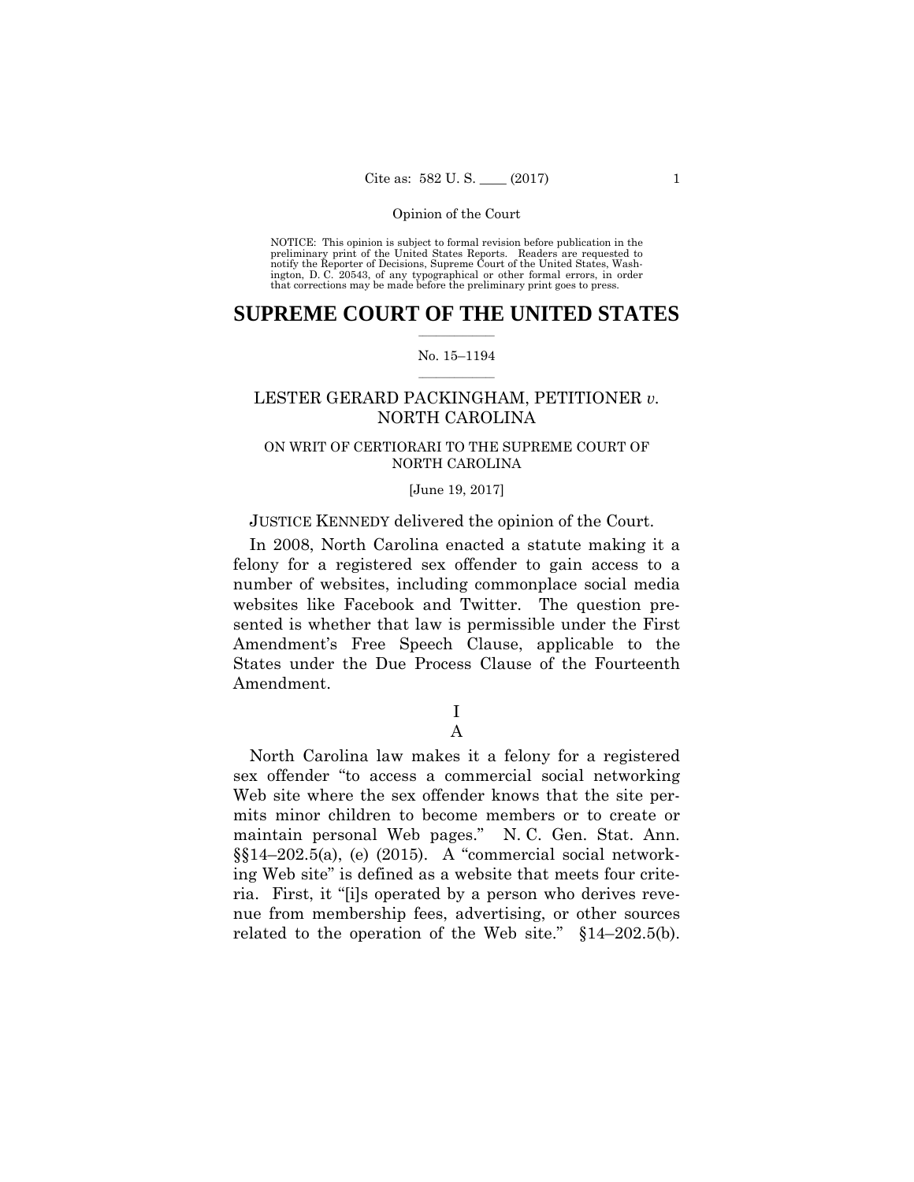NOTICE: This opinion is subject to formal revision before publication in the preliminary print of the United States Reports. Readers are requested to notify the Reporter of Decisions, Supreme Court of the United States, Washington, D. C. 20543, of any typographical or other formal errors, in order that corrections may be made before the preliminary print goes to press.

# SUPREME COURT OF THE UNITED STATES

No. 15–1194

## LESTER GERARD PACKINGHAM, PETITIONER *v.* NORTH CAROLINA

ON WRIT OF CERTIORARI TO THE SUPREME COURT OF NORTH CAROLINA

[June 19, 2017]

JUSTICE KENNEDY delivered the opinion of the Court.

In 2008, North Carolina enacted a statute making it a felony for a registered sex offender to gain access to a number of websites, including commonplace social media websites like Facebook and Twitter. The question presented is whether that law is permissible under the First Amendment's Free Speech Clause, applicable to the States under the Due Process Clause of the Fourteenth Amendment.

### I

### A

North Carolina law makes it a felony for a registered sex offender "to access a commercial social networking Web site where the sex offender knows that the site permits minor children to become members or to create or maintain personal Web pages." N. C. Gen. Stat. Ann. §§14–202.5(a), (e) (2015). A "commercial social networking Web site" is defined as a website that meets four criteria. First, it "[i]s operated by a person who derives revenue from membership fees, advertising, or other sources related to the operation of the Web site." §14–202.5(b).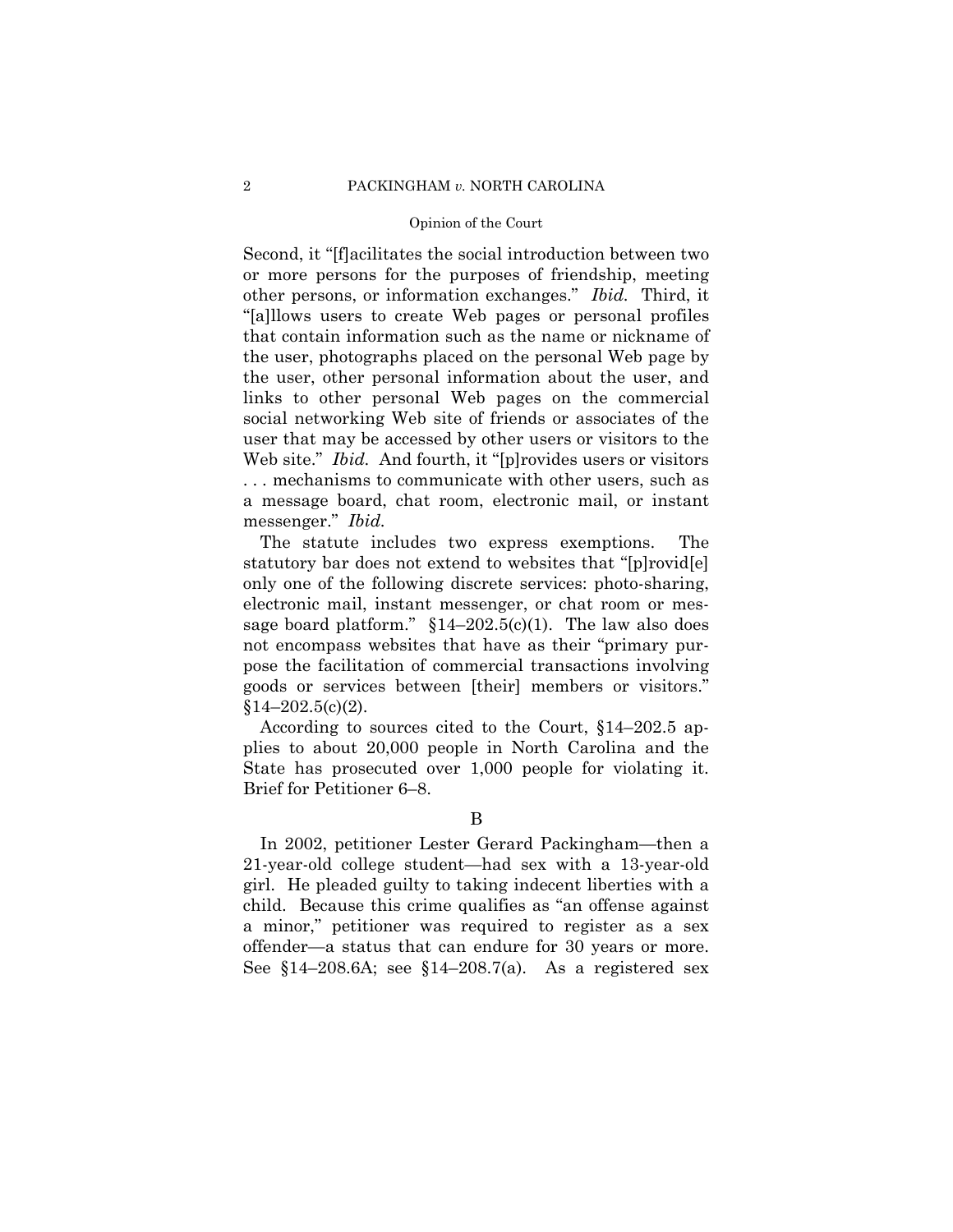Second, it "[f]acilitates the social introduction between two or more persons for the purposes of friendship, meeting other persons, or information exchanges." *Ibid.* Third, it "[a]llows users to create Web pages or personal profiles that contain information such as the name or nickname of the user, photographs placed on the personal Web page by the user, other personal information about the user, and links to other personal Web pages on the commercial social networking Web site of friends or associates of the user that may be accessed by other users or visitors to the Web site." *Ibid.* And fourth, it "[p]rovides users or visitors . . . mechanisms to communicate with other users, such as a message board, chat room, electronic mail, or instant messenger." *Ibid.*

The statute includes two express exemptions. The statutory bar does not extend to websites that "[p]rovid[e] only one of the following discrete services: photo-sharing, electronic mail, instant messenger, or chat room or message board platform." §14–202.5(c)(1). The law also does not encompass websites that have as their "primary purpose the facilitation of commercial transactions involving goods or services between [their] members or visitors." §14–202.5(c)(2).

According to sources cited to the Court, §14–202.5 applies to about 20,000 people in North Carolina and the State has prosecuted over 1,000 people for violating it. Brief for Petitioner 6–8.

B

In 2002, petitioner Lester Gerard Packingham—then a 21-year-old college student—had sex with a 13-year-old girl. He pleaded guilty to taking indecent liberties with a child. Because this crime qualifies as "an offense against a minor," petitioner was required to register as a sex offender—a status that can endure for 30 years or more. See §14–208.6A; see §14–208.7(a). As a registered sex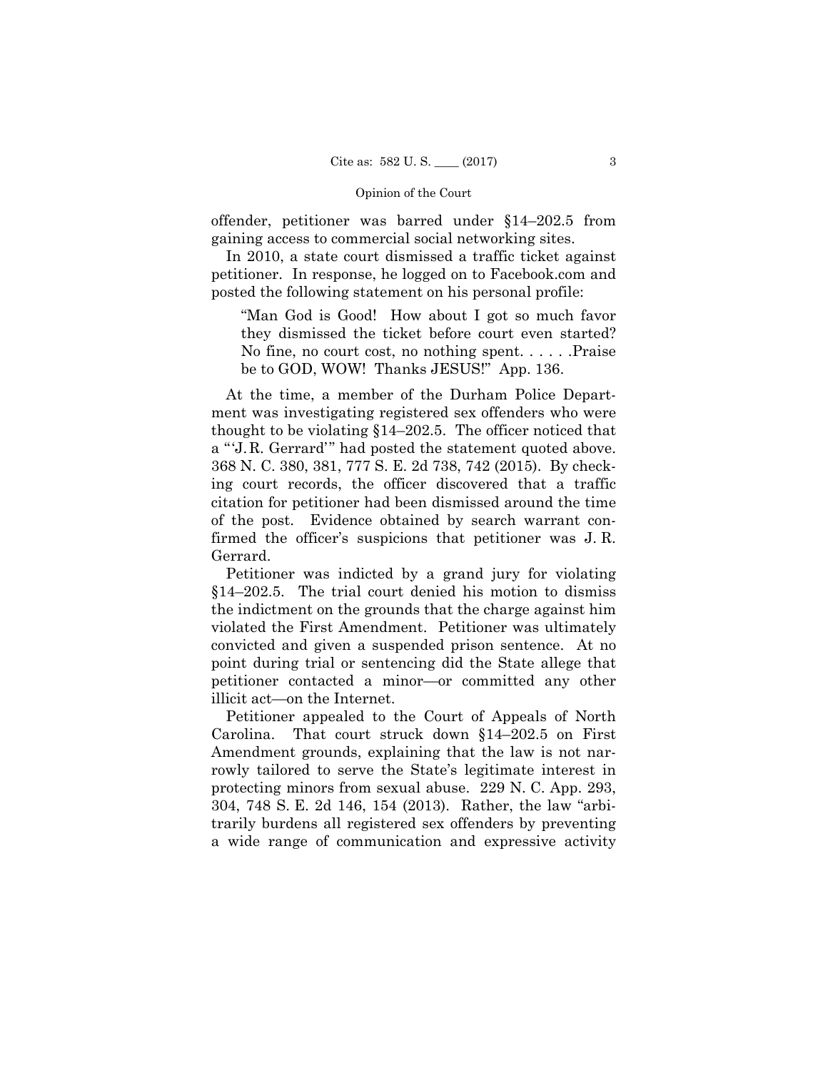offender, petitioner was barred under §14–202.5 from gaining access to commercial social networking sites.

In 2010, a state court dismissed a traffic ticket against petitioner. In response, he logged on to Facebook.com and posted the following statement on his personal profile:

> "Man God is Good! How about I got so much favor they dismissed the ticket before court even started? No fine, no court cost, no nothing spent. . . . . .Praise be to GOD, WOW! Thanks JESUS!" App. 136.

At the time, a member of the Durham Police Department was investigating registered sex offenders who were thought to be violating §14–202.5. The officer noticed that a "'J. R. Gerrard'" had posted the statement quoted above. 368 N. C. 380, 381, 777 S. E. 2d 738, 742 (2015). By checking court records, the officer discovered that a traffic citation for petitioner had been dismissed around the time of the post. Evidence obtained by search warrant confirmed the officer's suspicions that petitioner was J. R. Gerrard.

Petitioner was indicted by a grand jury for violating §14–202.5. The trial court denied his motion to dismiss the indictment on the grounds that the charge against him violated the First Amendment. Petitioner was ultimately convicted and given a suspended prison sentence. At no point during trial or sentencing did the State allege that petitioner contacted a minor—or committed any other illicit act—on the Internet.

Petitioner appealed to the Court of Appeals of North Carolina. That court struck down §14–202.5 on First Amendment grounds, explaining that the law is not narrowly tailored to serve the State's legitimate interest in protecting minors from sexual abuse. 229 N. C. App. 293, 304, 748 S. E. 2d 146, 154 (2013). Rather, the law "arbitrarily burdens all registered sex offenders by preventing a wide range of communication and expressive activity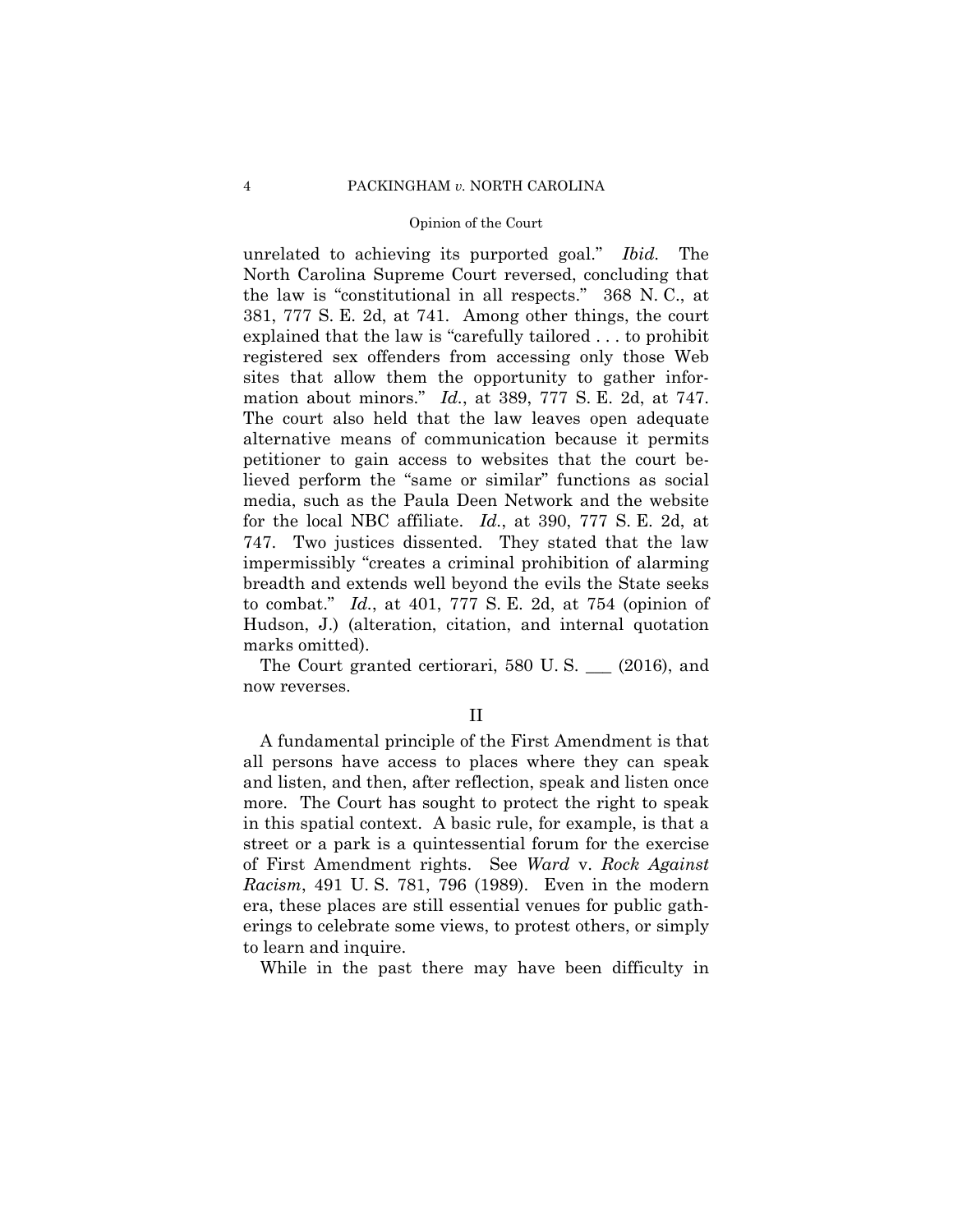unrelated to achieving its purported goal." *Ibid.* The North Carolina Supreme Court reversed, concluding that the law is "constitutional in all respects." 368 N. C., at 381, 777 S. E. 2d, at 741. Among other things, the court explained that the law is "carefully tailored . . . to prohibit registered sex offenders from accessing only those Web sites that allow them the opportunity to gather information about minors." *Id.*, at 389, 777 S. E. 2d, at 747. The court also held that the law leaves open adequate alternative means of communication because it permits petitioner to gain access to websites that the court believed perform the "same or similar" functions as social media, such as the Paula Deen Network and the website for the local NBC affiliate. *Id.*, at 390, 777 S. E. 2d, at 747. Two justices dissented. They stated that the law impermissibly "creates a criminal prohibition of alarming breadth and extends well beyond the evils the State seeks to combat." *Id.*, at 401, 777 S. E. 2d, at 754 (opinion of Hudson, J.) (alteration, citation, and internal quotation marks omitted).

The Court granted certiorari, 580 U. S. ___ (2016), and now reverses.

## II

A fundamental principle of the First Amendment is that all persons have access to places where they can speak and listen, and then, after reflection, speak and listen once more. The Court has sought to protect the right to speak in this spatial context. A basic rule, for example, is that a street or a park is a quintessential forum for the exercise of First Amendment rights. See *Ward* v. *Rock Against Racism*, 491 U. S. 781, 796 (1989). Even in the modern era, these places are still essential venues for public gatherings to celebrate some views, to protest others, or simply to learn and inquire.

While in the past there may have been difficulty in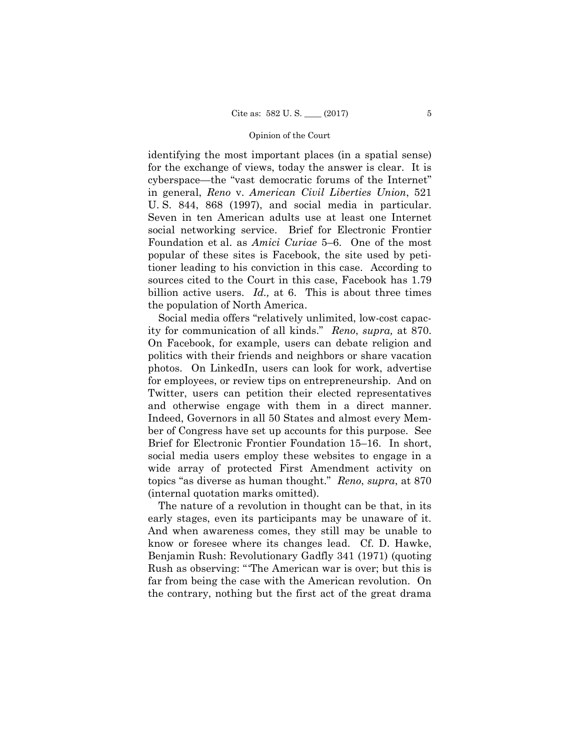identifying the most important places (in a spatial sense) for the exchange of views, today the answer is clear. It is cyberspace—the "vast democratic forums of the Internet" in general, *Reno* v. *American Civil Liberties Union*, 521 U. S. 844, 868 (1997), and social media in particular. Seven in ten American adults use at least one Internet social networking service. Brief for Electronic Frontier Foundation et al. as *Amici Curiae* 5–6. One of the most popular of these sites is Facebook, the site used by petitioner leading to his conviction in this case. According to sources cited to the Court in this case, Facebook has 1.79 billion active users. *Id.,* at 6. This is about three times the population of North America.

Social media offers "relatively unlimited, low-cost capacity for communication of all kinds." *Reno*, *supra,* at 870. On Facebook, for example, users can debate religion and politics with their friends and neighbors or share vacation photos. On LinkedIn, users can look for work, advertise for employees, or review tips on entrepreneurship. And on Twitter, users can petition their elected representatives and otherwise engage with them in a direct manner. Indeed, Governors in all 50 States and almost every Member of Congress have set up accounts for this purpose. See Brief for Electronic Frontier Foundation 15–16. In short, social media users employ these websites to engage in a wide array of protected First Amendment activity on topics "as diverse as human thought." *Reno*, *supra*, at 870 (internal quotation marks omitted).

The nature of a revolution in thought can be that, in its early stages, even its participants may be unaware of it. And when awareness comes, they still may be unable to know or foresee where its changes lead. Cf. D. Hawke, Benjamin Rush: Revolutionary Gadfly 341 (1971) (quoting Rush as observing: "'The American war is over; but this is far from being the case with the American revolution. On the contrary, nothing but the first act of the great drama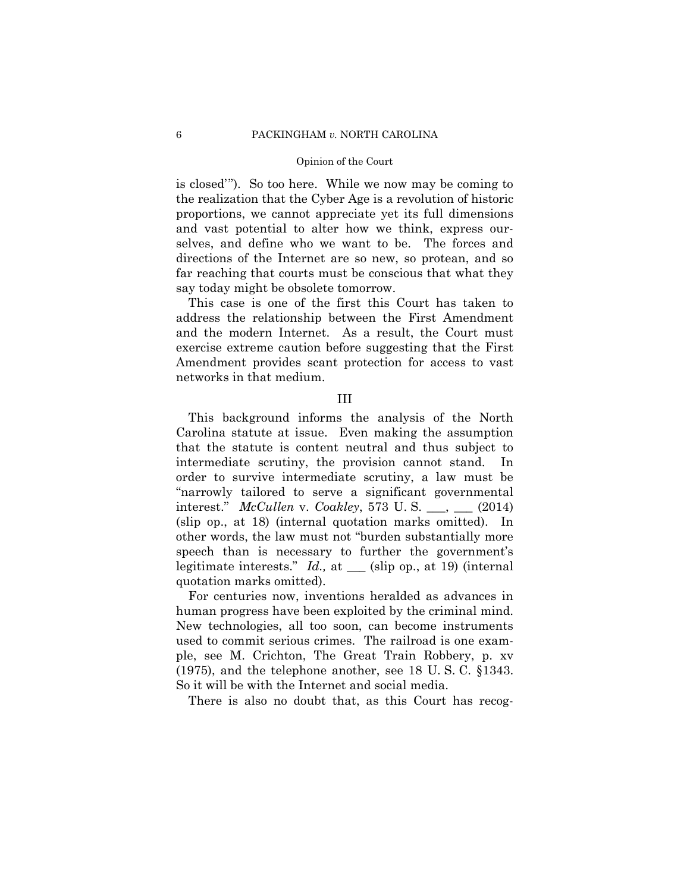is closed'"). So too here. While we now may be coming to the realization that the Cyber Age is a revolution of historic proportions, we cannot appreciate yet its full dimensions and vast potential to alter how we think, express ourselves, and define who we want to be. The forces and directions of the Internet are so new, so protean, and so far reaching that courts must be conscious that what they say today might be obsolete tomorrow.

This case is one of the first this Court has taken to address the relationship between the First Amendment and the modern Internet. As a result, the Court must exercise extreme caution before suggesting that the First Amendment provides scant protection for access to vast networks in that medium.

## III

This background informs the analysis of the North Carolina statute at issue. Even making the assumption that the statute is content neutral and thus subject to intermediate scrutiny, the provision cannot stand. In order to survive intermediate scrutiny, a law must be "narrowly tailored to serve a significant governmental interest." *McCullen* v. *Coakley*, 573 U. S. ___, ___ (2014) (slip op., at 18) (internal quotation marks omitted). In other words, the law must not "burden substantially more speech than is necessary to further the government's legitimate interests." *Id.,* at ___ (slip op., at 19) (internal quotation marks omitted).

For centuries now, inventions heralded as advances in human progress have been exploited by the criminal mind. New technologies, all too soon, can become instruments used to commit serious crimes. The railroad is one example, see M. Crichton, The Great Train Robbery, p. xv (1975), and the telephone another, see 18 U. S. C. §1343. So it will be with the Internet and social media.

There is also no doubt that, as this Court has recog-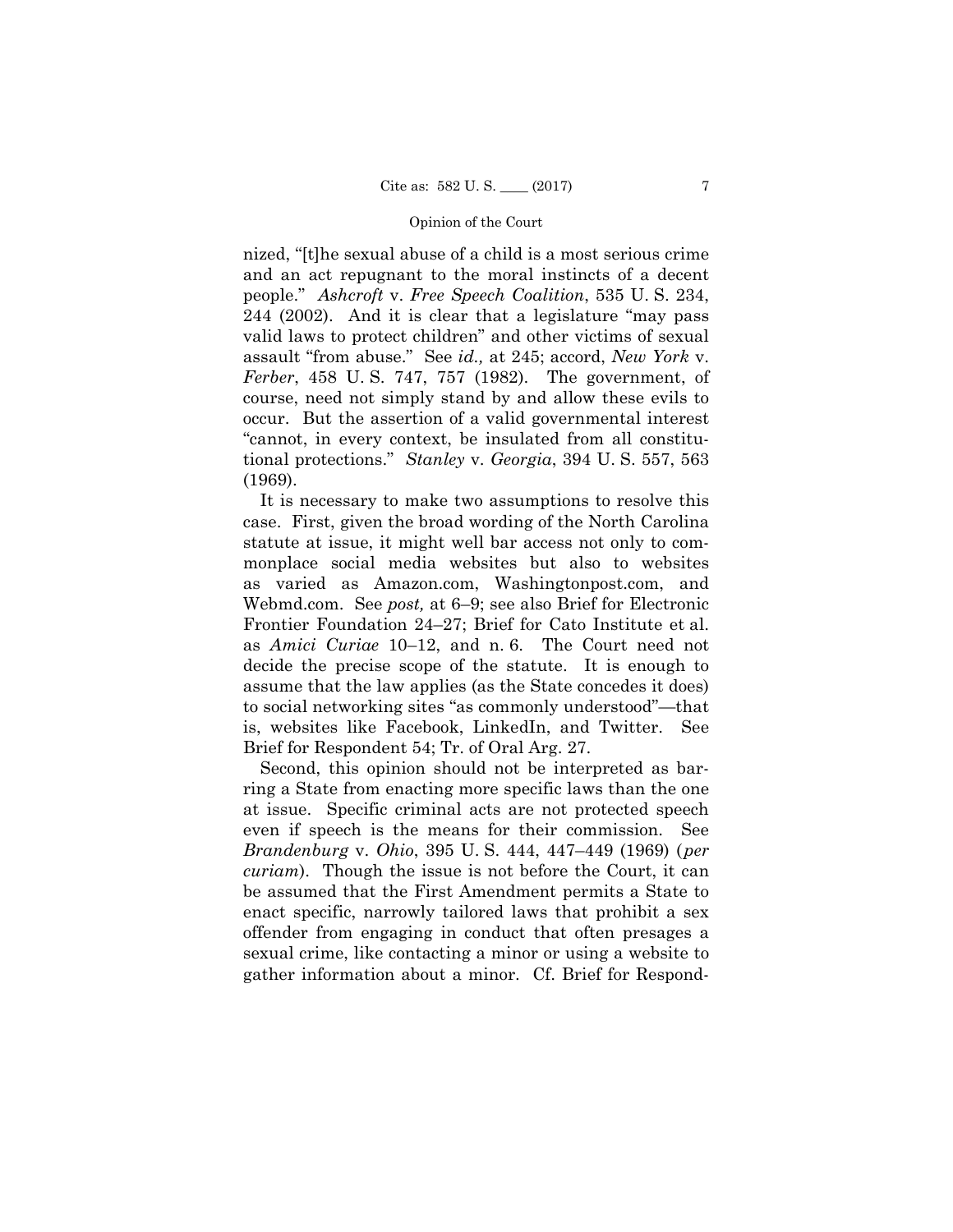nized, "[t]he sexual abuse of a child is a most serious crime and an act repugnant to the moral instincts of a decent people." *Ashcroft* v. *Free Speech Coalition*, 535 U. S. 234, 244 (2002). And it is clear that a legislature "may pass valid laws to protect children" and other victims of sexual assault "from abuse." See *id.,* at 245; accord, *New York* v. *Ferber*, 458 U. S. 747, 757 (1982). The government, of course, need not simply stand by and allow these evils to occur. But the assertion of a valid governmental interest "cannot, in every context, be insulated from all constitutional protections." *Stanley* v. *Georgia*, 394 U. S. 557, 563 (1969).

It is necessary to make two assumptions to resolve this case. First, given the broad wording of the North Carolina statute at issue, it might well bar access not only to commonplace social media websites but also to websites as varied as Amazon.com, Washingtonpost.com, and Webmd.com. See *post,* at 6–9; see also Brief for Electronic Frontier Foundation 24–27; Brief for Cato Institute et al. as *Amici Curiae* 10–12, and n. 6. The Court need not decide the precise scope of the statute. It is enough to assume that the law applies (as the State concedes it does) to social networking sites "as commonly understood"—that is, websites like Facebook, LinkedIn, and Twitter. See Brief for Respondent 54; Tr. of Oral Arg. 27.

Second, this opinion should not be interpreted as barring a State from enacting more specific laws than the one at issue. Specific criminal acts are not protected speech even if speech is the means for their commission. See *Brandenburg* v. *Ohio*, 395 U. S. 444, 447–449 (1969) (*per curiam*). Though the issue is not before the Court, it can be assumed that the First Amendment permits a State to enact specific, narrowly tailored laws that prohibit a sex offender from engaging in conduct that often presages a sexual crime, like contacting a minor or using a website to gather information about a minor. Cf. Brief for Respond-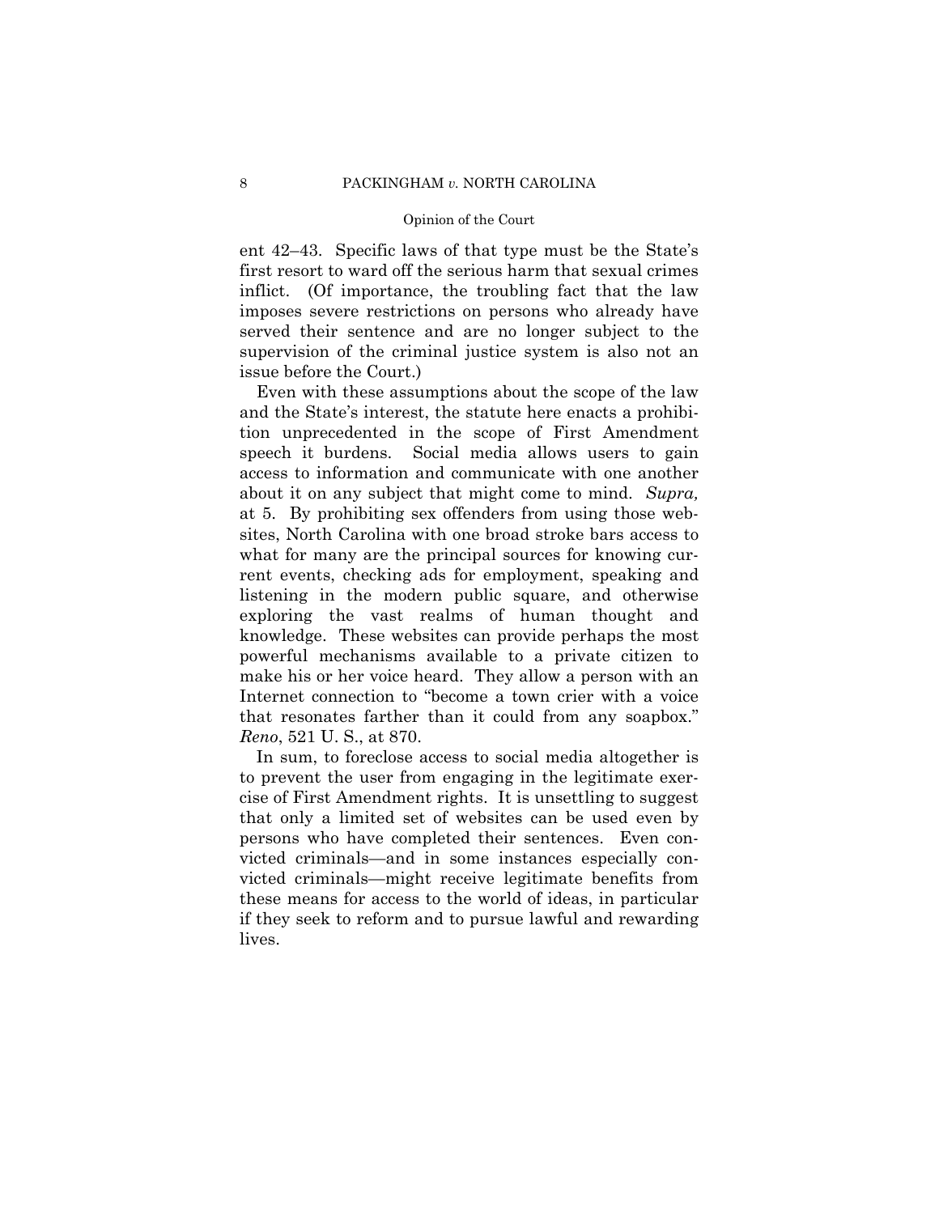ent 42–43. Specific laws of that type must be the State's first resort to ward off the serious harm that sexual crimes inflict. (Of importance, the troubling fact that the law imposes severe restrictions on persons who already have served their sentence and are no longer subject to the supervision of the criminal justice system is also not an issue before the Court.)

Even with these assumptions about the scope of the law and the State's interest, the statute here enacts a prohibition unprecedented in the scope of First Amendment speech it burdens. Social media allows users to gain access to information and communicate with one another about it on any subject that might come to mind. *Supra,* at 5. By prohibiting sex offenders from using those websites, North Carolina with one broad stroke bars access to what for many are the principal sources for knowing current events, checking ads for employment, speaking and listening in the modern public square, and otherwise exploring the vast realms of human thought and knowledge. These websites can provide perhaps the most powerful mechanisms available to a private citizen to make his or her voice heard. They allow a person with an Internet connection to "become a town crier with a voice that resonates farther than it could from any soapbox." *Reno*, 521 U. S., at 870.

In sum, to foreclose access to social media altogether is to prevent the user from engaging in the legitimate exercise of First Amendment rights. It is unsettling to suggest that only a limited set of websites can be used even by persons who have completed their sentences. Even convicted criminals—and in some instances especially convicted criminals—might receive legitimate benefits from these means for access to the world of ideas, in particular if they seek to reform and to pursue lawful and rewarding lives.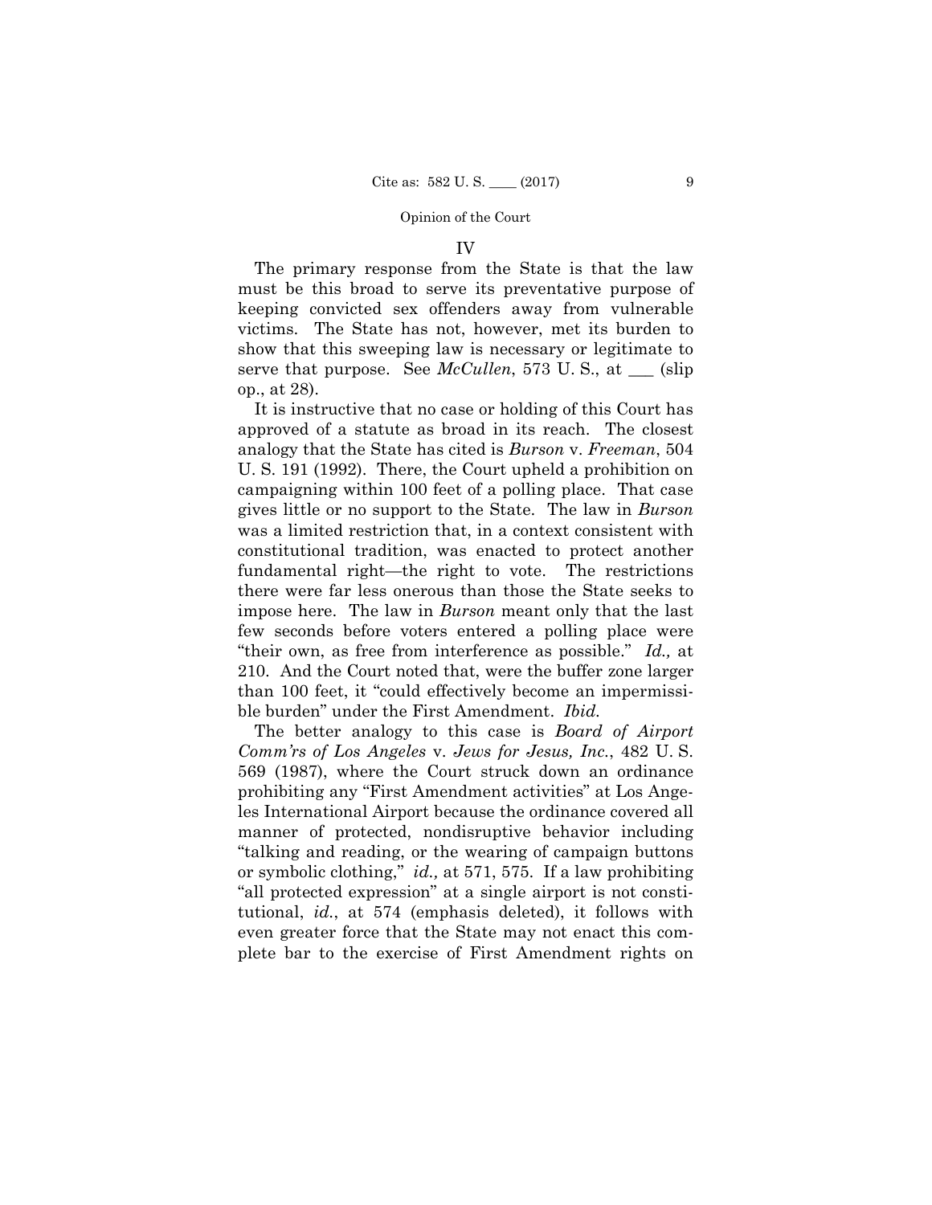## IV

The primary response from the State is that the law must be this broad to serve its preventative purpose of keeping convicted sex offenders away from vulnerable victims. The State has not, however, met its burden to show that this sweeping law is necessary or legitimate to serve that purpose. See *McCullen*, 573 U. S., at ___ (slip op., at 28).

It is instructive that no case or holding of this Court has approved of a statute as broad in its reach. The closest analogy that the State has cited is *Burson* v. *Freeman*, 504 U. S. 191 (1992). There, the Court upheld a prohibition on campaigning within 100 feet of a polling place. That case gives little or no support to the State. The law in *Burson* was a limited restriction that, in a context consistent with constitutional tradition, was enacted to protect another fundamental right—the right to vote. The restrictions there were far less onerous than those the State seeks to impose here. The law in *Burson* meant only that the last few seconds before voters entered a polling place were "their own, as free from interference as possible." *Id.,* at 210. And the Court noted that, were the buffer zone larger than 100 feet, it "could effectively become an impermissible burden" under the First Amendment. *Ibid.*

The better analogy to this case is *Board of Airport Comm'rs of Los Angeles* v. *Jews for Jesus, Inc.*, 482 U. S. 569 (1987), where the Court struck down an ordinance prohibiting any "First Amendment activities" at Los Angeles International Airport because the ordinance covered all manner of protected, nondisruptive behavior including "talking and reading, or the wearing of campaign buttons or symbolic clothing," *id.,* at 571, 575. If a law prohibiting "all protected expression" at a single airport is not constitutional, *id.*, at 574 (emphasis deleted), it follows with even greater force that the State may not enact this complete bar to the exercise of First Amendment rights on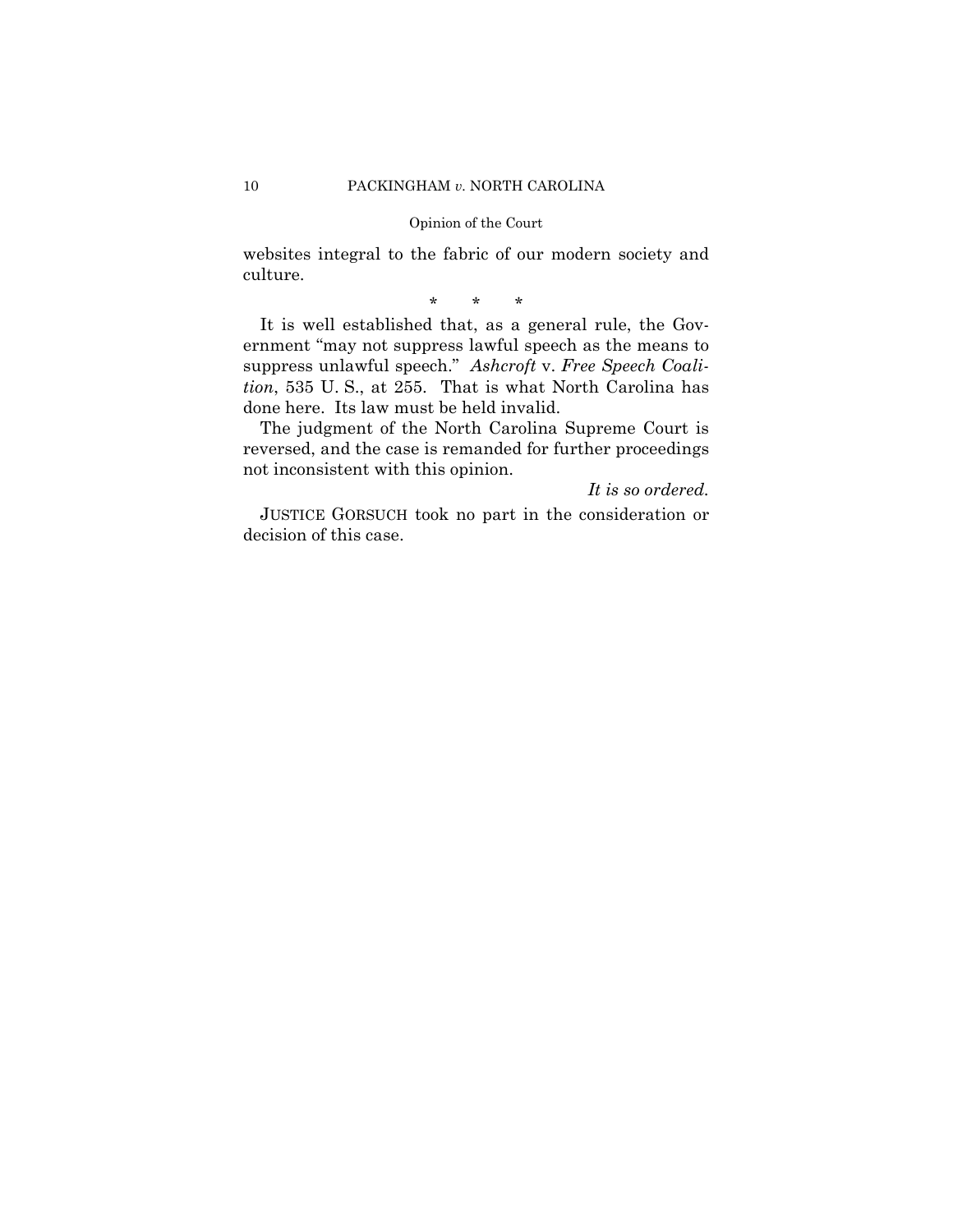websites integral to the fabric of our modern society and culture.

\* \* \*

It is well established that, as a general rule, the Government "may not suppress lawful speech as the means to suppress unlawful speech." *Ashcroft* v. *Free Speech Coalition*, 535 U. S., at 255. That is what North Carolina has done here. Its law must be held invalid.

The judgment of the North Carolina Supreme Court is reversed, and the case is remanded for further proceedings not inconsistent with this opinion.

*It is so ordered.*

JUSTICE GORSUCH took no part in the consideration or decision of this case.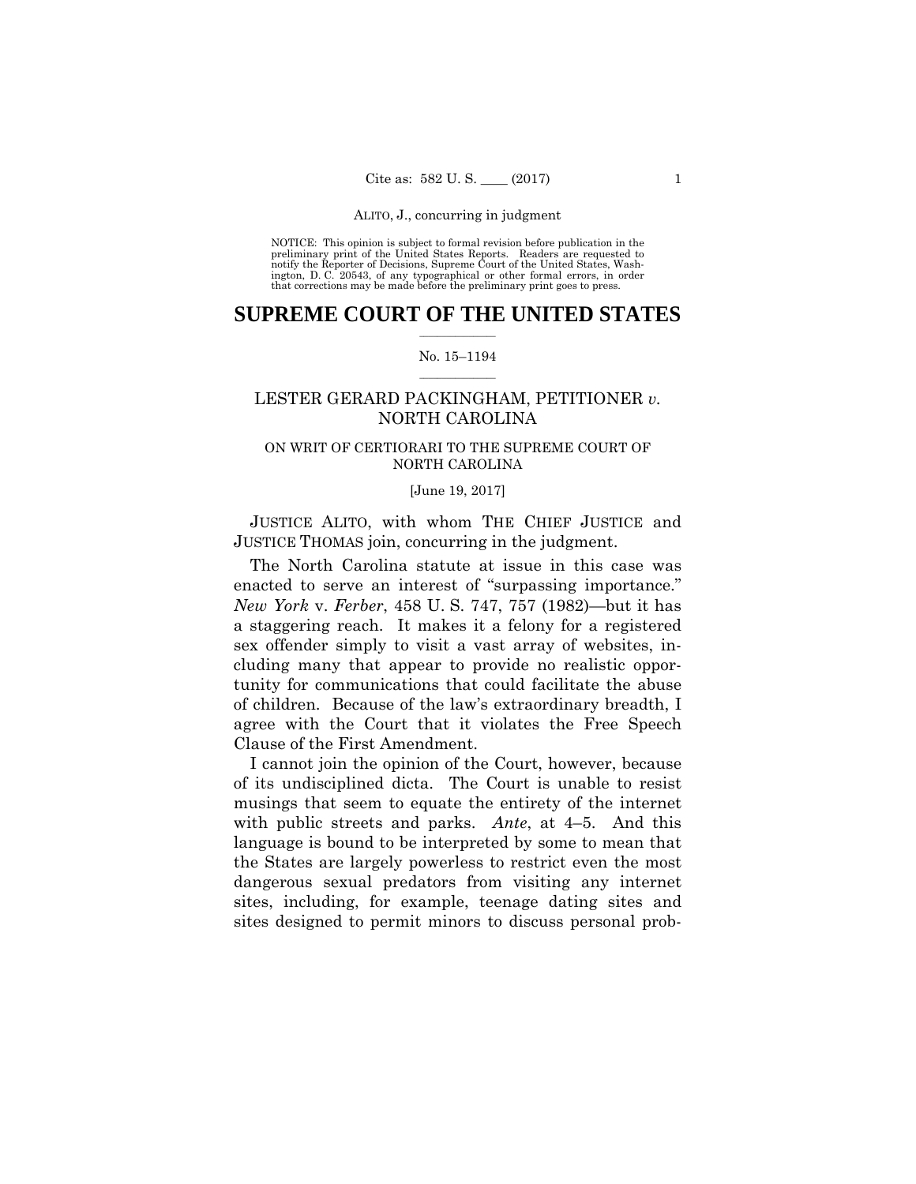NOTICE: This opinion is subject to formal revision before publication in the preliminary print of the United States Reports. Readers are requested to notify the Reporter of Decisions, Supreme Court of the United States, Washington, D. C. 20543, of any typographical or other formal errors, in order that corrections may be made before the preliminary print goes to press.

# SUPREME COURT OF THE UNITED STATES

No. 15–1194

## LESTER GERARD PACKINGHAM, PETITIONER *v.* NORTH CAROLINA

ON WRIT OF CERTIORARI TO THE SUPREME COURT OF NORTH CAROLINA

[June 19, 2017]

JUSTICE ALITO, with whom THE CHIEF JUSTICE and JUSTICE THOMAS join, concurring in the judgment.

The North Carolina statute at issue in this case was enacted to serve an interest of "surpassing importance." *New York* v. *Ferber*, 458 U. S. 747, 757 (1982)—but it has a staggering reach. It makes it a felony for a registered sex offender simply to visit a vast array of websites, including many that appear to provide no realistic opportunity for communications that could facilitate the abuse of children. Because of the law's extraordinary breadth, I agree with the Court that it violates the Free Speech Clause of the First Amendment.

I cannot join the opinion of the Court, however, because of its undisciplined dicta. The Court is unable to resist musings that seem to equate the entirety of the internet with public streets and parks. *Ante*, at 4–5. And this language is bound to be interpreted by some to mean that the States are largely powerless to restrict even the most dangerous sexual predators from visiting any internet sites, including, for example, teenage dating sites and sites designed to permit minors to discuss personal prob-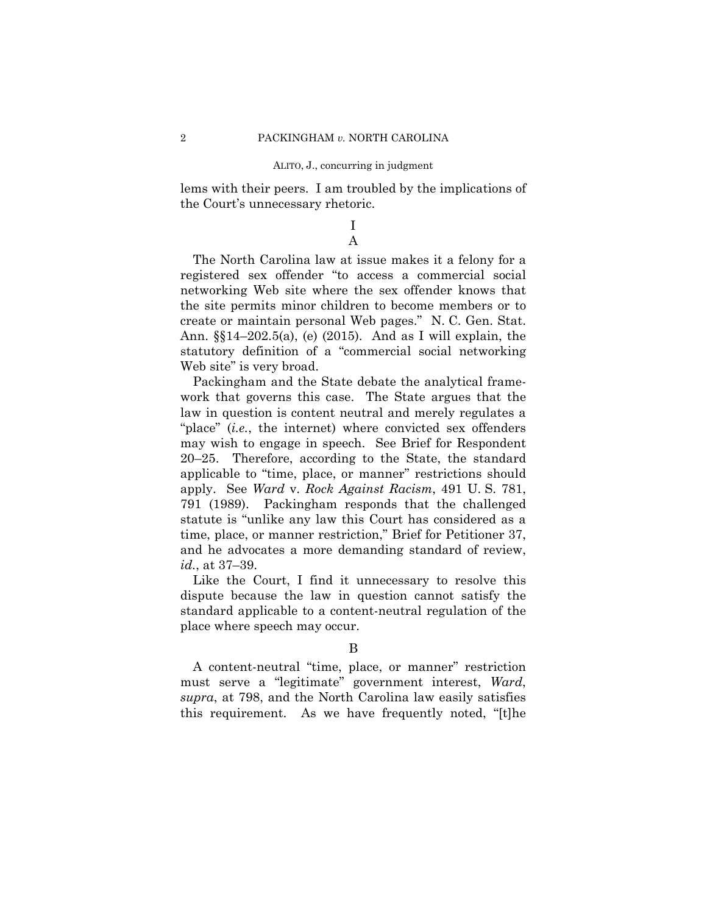lems with their peers. I am troubled by the implications of the Court's unnecessary rhetoric.

# I

## A

The North Carolina law at issue makes it a felony for a registered sex offender "to access a commercial social networking Web site where the sex offender knows that the site permits minor children to become members or to create or maintain personal Web pages." N. C. Gen. Stat. Ann. §§14–202.5(a), (e) (2015). And as I will explain, the statutory definition of a "commercial social networking Web site" is very broad.

Packingham and the State debate the analytical framework that governs this case. The State argues that the law in question is content neutral and merely regulates a "place" (*i.e.*, the internet) where convicted sex offenders may wish to engage in speech. See Brief for Respondent 20–25. Therefore, according to the State, the standard applicable to "time, place, or manner" restrictions should apply. See *Ward* v. *Rock Against Racism*, 491 U. S. 781, 791 (1989). Packingham responds that the challenged statute is "unlike any law this Court has considered as a time, place, or manner restriction," Brief for Petitioner 37, and he advocates a more demanding standard of review, *id.*, at 37–39.

Like the Court, I find it unnecessary to resolve this dispute because the law in question cannot satisfy the standard applicable to a content-neutral regulation of the place where speech may occur.

## B

A content-neutral "time, place, or manner" restriction must serve a "legitimate" government interest, *Ward*, *supra*, at 798, and the North Carolina law easily satisfies this requirement. As we have frequently noted, "[t]he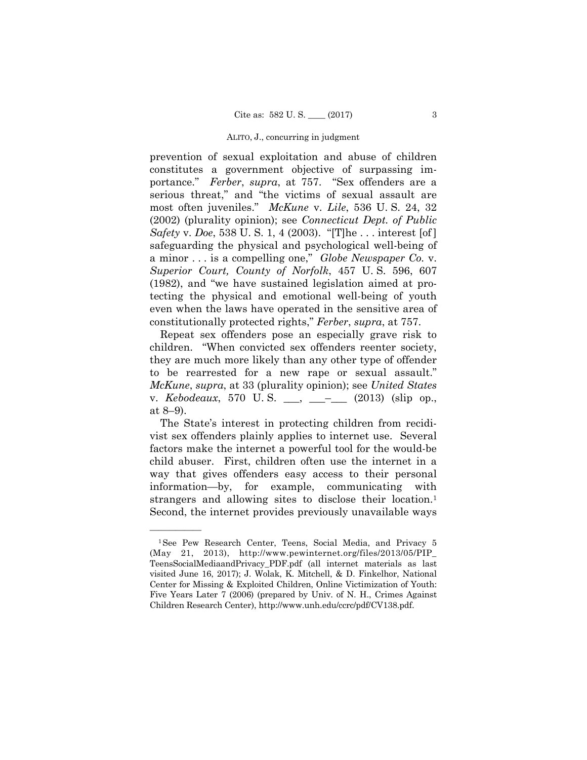prevention of sexual exploitation and abuse of children constitutes a government objective of surpassing importance." *Ferber*, *supra*, at 757. "Sex offenders are a serious threat," and "the victims of sexual assault are most often juveniles." *McKune* v. *Lile*, 536 U. S. 24, 32 (2002) (plurality opinion); see *Connecticut Dept. of Public Safety* v. *Doe*, 538 U. S. 1, 4 (2003). "[T]he . . . interest [of] safeguarding the physical and psychological well-being of a minor . . . is a compelling one," *Globe Newspaper Co.* v. *Superior Court, County of Norfolk*, 457 U. S. 596, 607 (1982), and "we have sustained legislation aimed at protecting the physical and emotional well-being of youth even when the laws have operated in the sensitive area of constitutionally protected rights," *Ferber*, *supra*, at 757.

Repeat sex offenders pose an especially grave risk to children. "When convicted sex offenders reenter society, they are much more likely than any other type of offender to be rearrested for a new rape or sexual assault." *McKune*, *supra*, at 33 (plurality opinion); see *United States* v. *Kebodeaux*, 570 U. S. ___, ___–___ (2013) (slip op., at 8–9).

The State's interest in protecting children from recidivist sex offenders plainly applies to internet use. Several factors make the internet a powerful tool for the would-be child abuser. First, children often use the internet in a way that gives offenders easy access to their personal information—by, for example, communicating with strangers and allowing sites to disclose their location.[1] Second, the internet provides previously unavailable ways

---

[1] See Pew Research Center, Teens, Social Media, and Privacy 5 (May 21, 2013), http://www.pewinternet.org/files/2013/05/PIP_TeensSocialMediaandPrivacy_PDF.pdf (all internet materials as last visited June 16, 2017); J. Wolak, K. Mitchell, & D. Finkelhor, National Center for Missing & Exploited Children, Online Victimization of Youth: Five Years Later 7 (2006) (prepared by Univ. of N. H., Crimes Against Children Research Center), http://www.unh.edu/ccrc/pdf/CV138.pdf.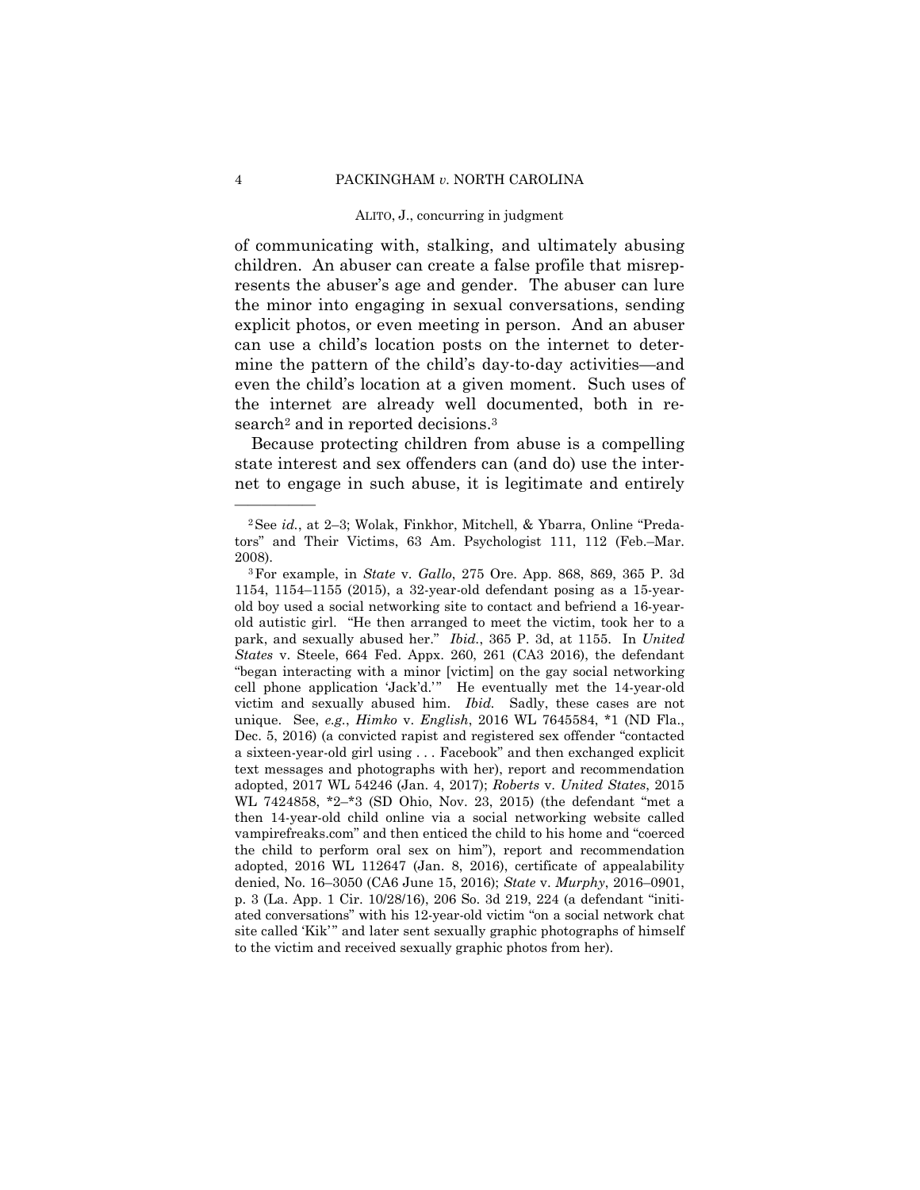of communicating with, stalking, and ultimately abusing children. An abuser can create a false profile that misrepresents the abuser's age and gender. The abuser can lure the minor into engaging in sexual conversations, sending explicit photos, or even meeting in person. And an abuser can use a child's location posts on the internet to determine the pattern of the child's day-to-day activities—and even the child's location at a given moment. Such uses of the internet are already well documented, both in research[2] and in reported decisions.[3]

Because protecting children from abuse is a compelling state interest and sex offenders can (and do) use the internet to engage in such abuse, it is legitimate and entirely

---

[2] See *id.*, at 2–3; Wolak, Finkhor, Mitchell, & Ybarra, Online "Predators" and Their Victims, 63 Am. Psychologist 111, 112 (Feb.–Mar. 2008).

[3] For example, in *State* v. *Gallo*, 275 Ore. App. 868, 869, 365 P. 3d 1154, 1154–1155 (2015), a 32-year-old defendant posing as a 15-year-old boy used a social networking site to contact and befriend a 16-year-old autistic girl. "He then arranged to meet the victim, took her to a park, and sexually abused her." *Ibid.*, 365 P. 3d, at 1155. In *United States* v. Steele, 664 Fed. Appx. 260, 261 (CA3 2016), the defendant "began interacting with a minor [victim] on the gay social networking cell phone application 'Jack'd.'" He eventually met the 14-year-old victim and sexually abused him. *Ibid.* Sadly, these cases are not unique. See, *e.g.*, *Himko* v. *English*, 2016 WL 7645584, *1 (ND Fla., Dec. 5, 2016) (a convicted rapist and registered sex offender "contacted a sixteen-year-old girl using . . . Facebook" and then exchanged explicit text messages and photographs with her), report and recommendation adopted, 2017 WL 54246 (Jan. 4, 2017); *Roberts* v. *United States*, 2015 WL 7424858, *2–*3 (SD Ohio, Nov. 23, 2015) (the defendant "met a then 14-year-old child online via a social networking website called vampirefreaks.com" and then enticed the child to his home and "coerced the child to perform oral sex on him"), report and recommendation adopted, 2016 WL 112647 (Jan. 8, 2016), certificate of appealability denied, No. 16–3050 (CA6 June 15, 2016); *State* v. *Murphy*, 2016–0901, p. 3 (La. App. 1 Cir. 10/28/16), 206 So. 3d 219, 224 (a defendant "initiated conversations" with his 12-year-old victim "on a social network chat site called 'Kik'" and later sent sexually graphic photographs of himself to the victim and received sexually graphic photos from her).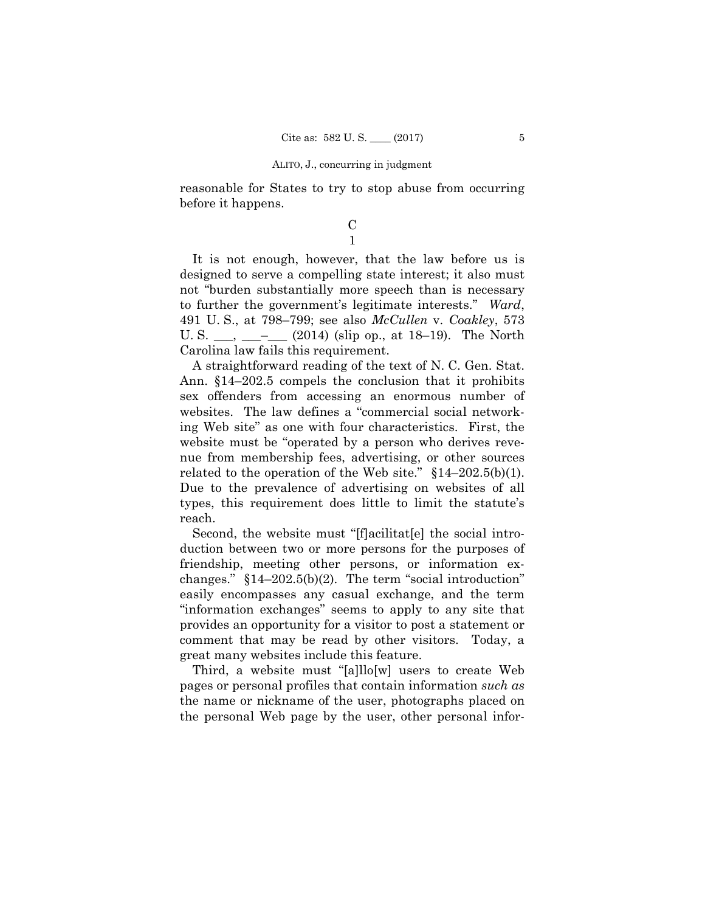reasonable for States to try to stop abuse from occurring before it happens.

### C

#### 1

It is not enough, however, that the law before us is designed to serve a compelling state interest; it also must not "burden substantially more speech than is necessary to further the government's legitimate interests." *Ward*, 491 U. S., at 798–799; see also *McCullen* v. *Coakley*, 573 U. S. ___, ___–___ (2014) (slip op., at 18–19). The North Carolina law fails this requirement.

A straightforward reading of the text of N. C. Gen. Stat. Ann. §14–202.5 compels the conclusion that it prohibits sex offenders from accessing an enormous number of websites. The law defines a "commercial social networking Web site" as one with four characteristics. First, the website must be "operated by a person who derives revenue from membership fees, advertising, or other sources related to the operation of the Web site." §14–202.5(b)(1). Due to the prevalence of advertising on websites of all types, this requirement does little to limit the statute's reach.

Second, the website must "[f]acilitat[e] the social introduction between two or more persons for the purposes of friendship, meeting other persons, or information exchanges." §14–202.5(b)(2). The term "social introduction" easily encompasses any casual exchange, and the term "information exchanges" seems to apply to any site that provides an opportunity for a visitor to post a statement or comment that may be read by other visitors. Today, a great many websites include this feature.

Third, a website must "[a]llo[w] users to create Web pages or personal profiles that contain information *such as* the name or nickname of the user, photographs placed on the personal Web page by the user, other personal infor-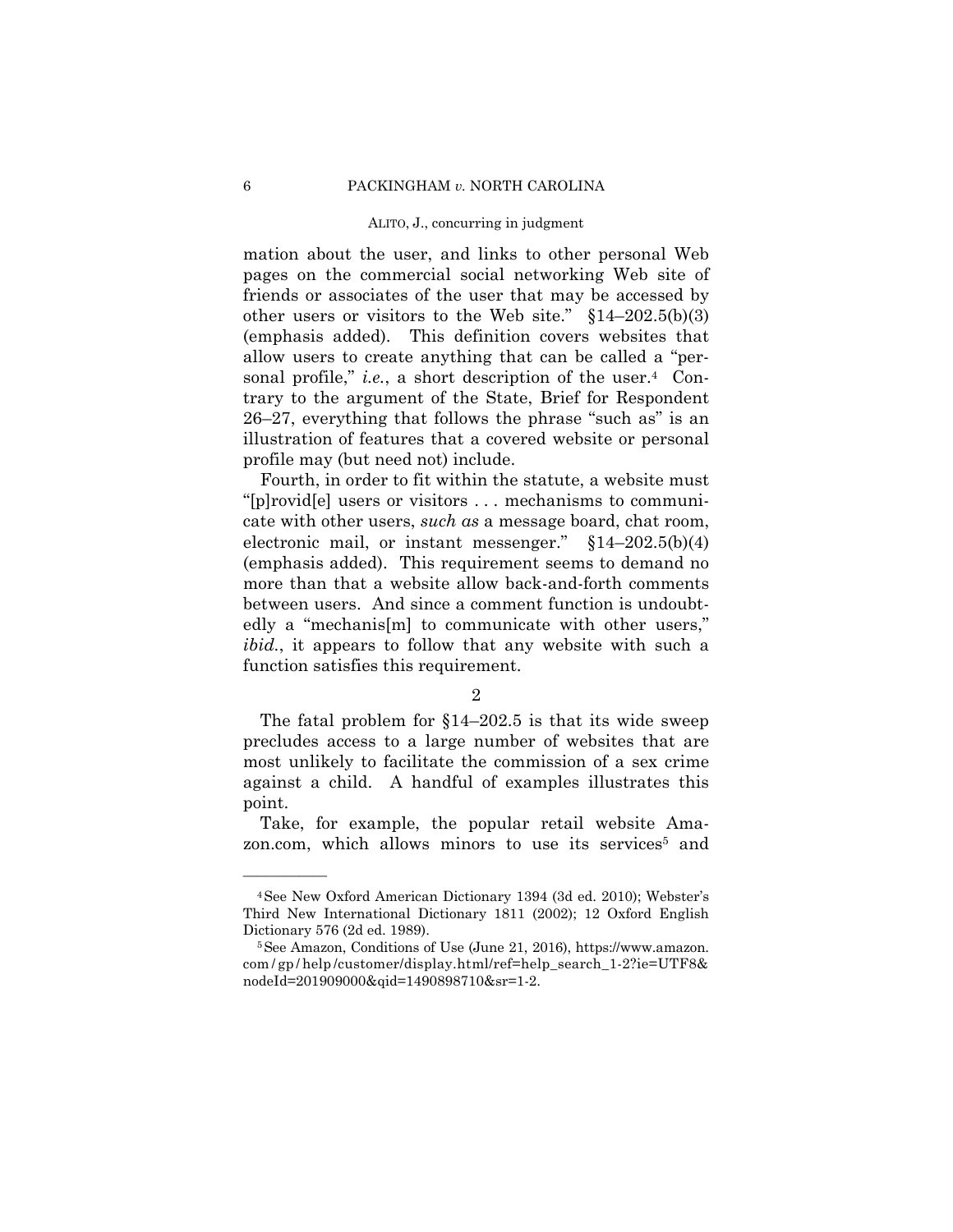mation about the user, and links to other personal Web pages on the commercial social networking Web site of friends or associates of the user that may be accessed by other users or visitors to the Web site." §14–202.5(b)(3) (emphasis added). This definition covers websites that allow users to create anything that can be called a "personal profile," *i.e.*, a short description of the user.[4] Contrary to the argument of the State, Brief for Respondent 26–27, everything that follows the phrase "such as" is an illustration of features that a covered website or personal profile may (but need not) include.

Fourth, in order to fit within the statute, a website must "[p]rovid[e] users or visitors . . . mechanisms to communicate with other users, *such as* a message board, chat room, electronic mail, or instant messenger." §14–202.5(b)(4) (emphasis added). This requirement seems to demand no more than that a website allow back-and-forth comments between users. And since a comment function is undoubtedly a "mechanis[m] to communicate with other users," *ibid.*, it appears to follow that any website with such a function satisfies this requirement.

2

The fatal problem for §14–202.5 is that its wide sweep precludes access to a large number of websites that are most unlikely to facilitate the commission of a sex crime against a child. A handful of examples illustrates this point.

Take, for example, the popular retail website Amazon.com, which allows minors to use its services[5] and

---

[4] See New Oxford American Dictionary 1394 (3d ed. 2010); Webster's Third New International Dictionary 1811 (2002); 12 Oxford English Dictionary 576 (2d ed. 1989).

[5] See Amazon, Conditions of Use (June 21, 2016), https://www.amazon.com/gp/help/customer/display.html/ref=help_search_1-2?ie=UTF8&nodeId=201909000&qid=1490898710&sr=1-2.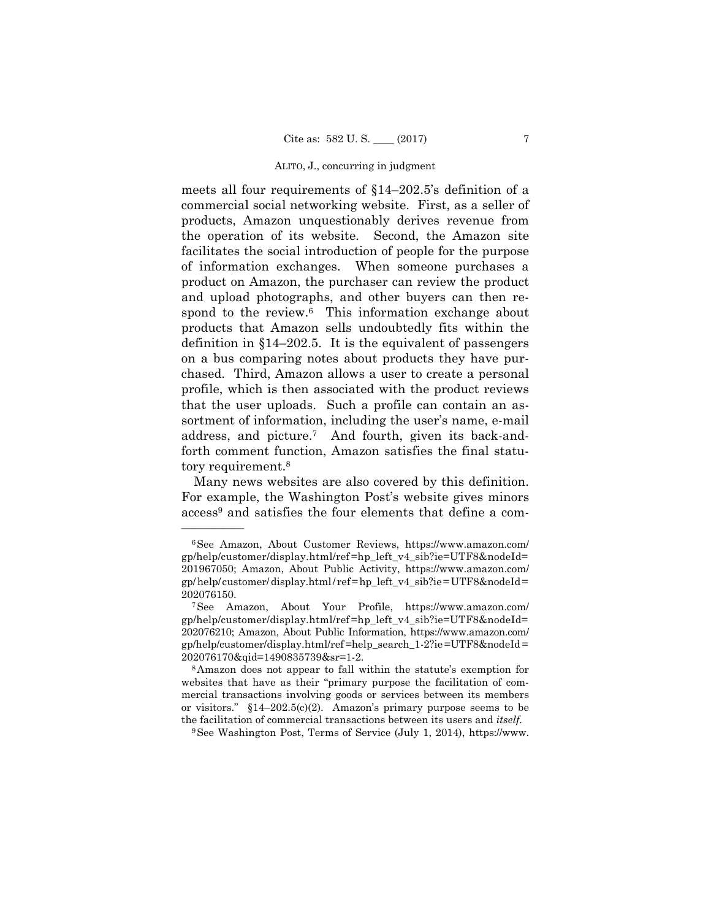meets all four requirements of §14–202.5's definition of a commercial social networking website. First, as a seller of products, Amazon unquestionably derives revenue from the operation of its website. Second, the Amazon site facilitates the social introduction of people for the purpose of information exchanges. When someone purchases a product on Amazon, the purchaser can review the product and upload photographs, and other buyers can then respond to the review.[6] This information exchange about products that Amazon sells undoubtedly fits within the definition in §14–202.5. It is the equivalent of passengers on a bus comparing notes about products they have purchased. Third, Amazon allows a user to create a personal profile, which is then associated with the product reviews that the user uploads. Such a profile can contain an assortment of information, including the user's name, e-mail address, and picture.[7] And fourth, given its back-and-forth comment function, Amazon satisfies the final statutory requirement.[8]

Many news websites are also covered by this definition. For example, the Washington Post's website gives minors access[9] and satisfies the four elements that define a com-

---

[6] See Amazon, About Customer Reviews, https://www.amazon.com/gp/help/customer/display.html/ref=hp_left_v4_sib?ie=UTF8&nodeId=201967050; Amazon, About Public Activity, https://www.amazon.com/gp/help/customer/display.html/ref=hp_left_v4_sib?ie=UTF8&nodeId=202076150.

[7] See Amazon, About Your Profile, https://www.amazon.com/gp/help/customer/display.html/ref=hp_left_v4_sib?ie=UTF8&nodeId=202076210; Amazon, About Public Information, https://www.amazon.com/gp/help/customer/display.html/ref=help_search_1-2?ie=UTF8&nodeId=202076170&qid=1490835739&sr=1-2.

[8] Amazon does not appear to fall within the statute's exemption for websites that have as their "primary purpose the facilitation of commercial transactions involving goods or services between its members or visitors." §14–202.5(c)(2). Amazon's primary purpose seems to be the facilitation of commercial transactions between its users and *itself*.

[9] See Washington Post, Terms of Service (July 1, 2014), https://www.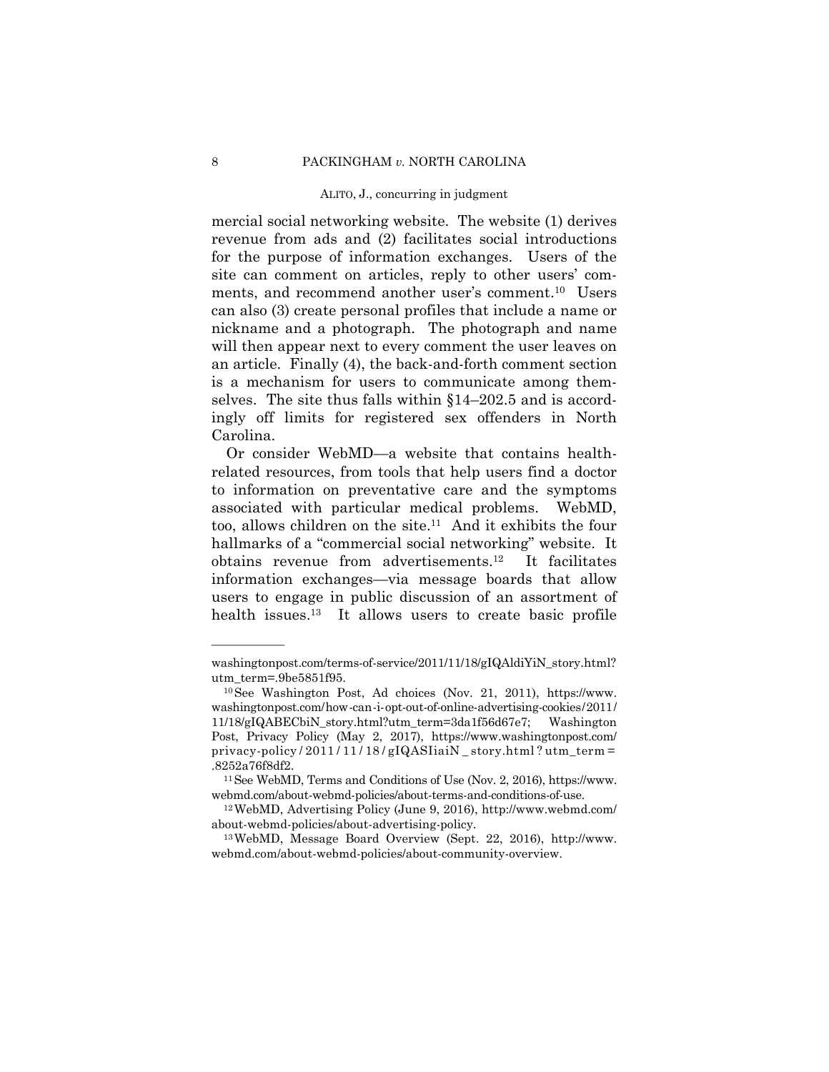mercial social networking website. The website (1) derives revenue from ads and (2) facilitates social introductions for the purpose of information exchanges. Users of the site can comment on articles, reply to other users' comments, and recommend another user's comment.[10] Users can also (3) create personal profiles that include a name or nickname and a photograph. The photograph and name will then appear next to every comment the user leaves on an article. Finally (4), the back-and-forth comment section is a mechanism for users to communicate among themselves. The site thus falls within §14–202.5 and is accordingly off limits for registered sex offenders in North Carolina.

Or consider WebMD—a website that contains health-related resources, from tools that help users find a doctor to information on preventative care and the symptoms associated with particular medical problems. WebMD, too, allows children on the site.[11] And it exhibits the four hallmarks of a "commercial social networking" website. It obtains revenue from advertisements.[12] It facilitates information exchanges—via message boards that allow users to engage in public discussion of an assortment of health issues.[13] It allows users to create basic profile

---

washingtonpost.com/terms-of-service/2011/11/18/gIQAldiYiN_story.html?utm_term=.9be5851f95.

[10] See Washington Post, Ad choices (Nov. 21, 2011), https://www.washingtonpost.com/how-can-i-opt-out-of-online-advertising-cookies/2011/11/18/gIQABECbiN_story.html?utm_term=3da1f56d67e7; Washington Post, Privacy Policy (May 2, 2017), https://www.washingtonpost.com/privacy-policy/2011/11/18/gIQASIiaiN_story.html?utm_term=.8252a76f8df2.

[11] See WebMD, Terms and Conditions of Use (Nov. 2, 2016), https://www.webmd.com/about-webmd-policies/about-terms-and-conditions-of-use.

[12] WebMD, Advertising Policy (June 9, 2016), http://www.webmd.com/about-webmd-policies/about-advertising-policy.

[13] WebMD, Message Board Overview (Sept. 22, 2016), http://www.webmd.com/about-webmd-policies/about-community-overview.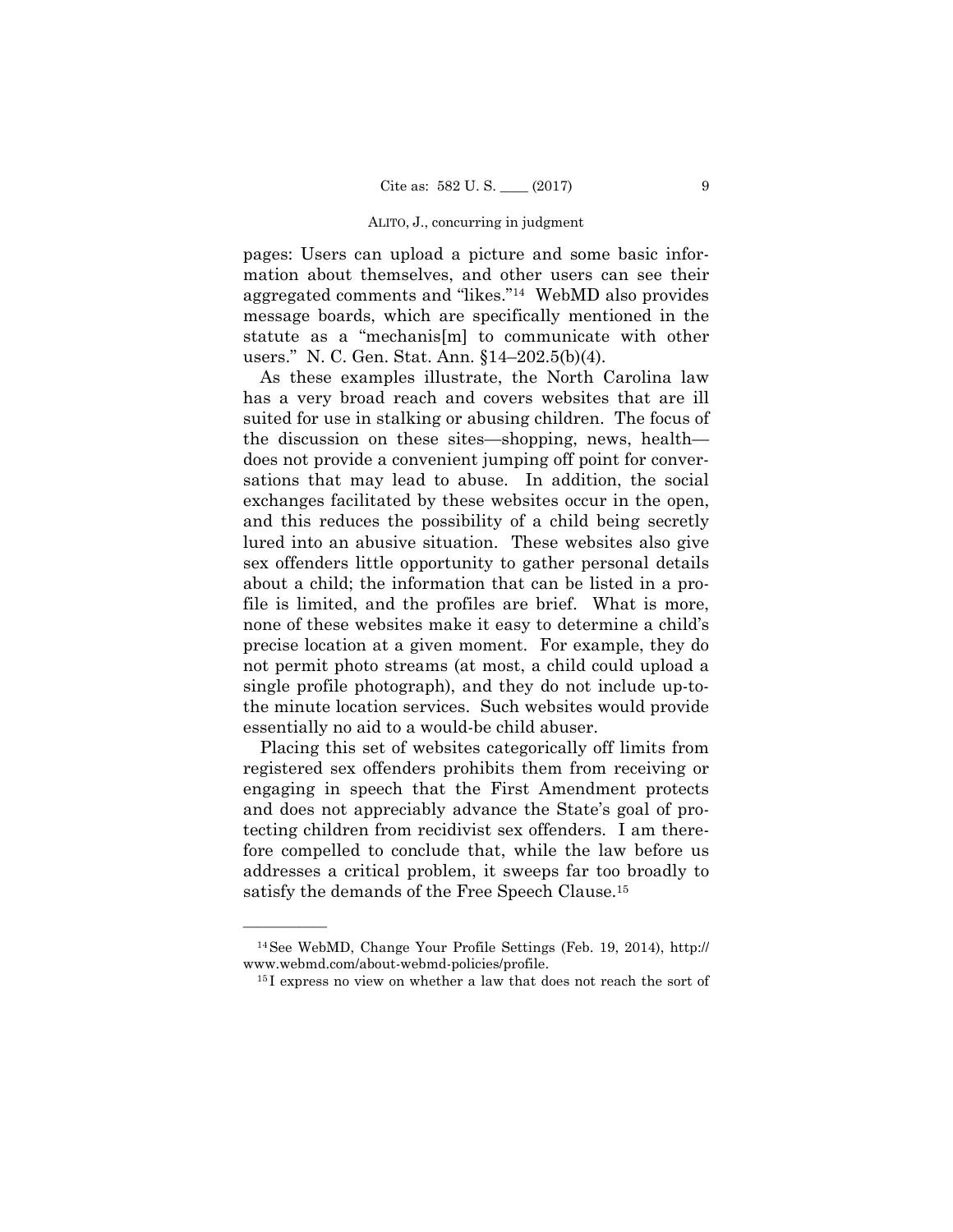pages: Users can upload a picture and some basic information about themselves, and other users can see their aggregated comments and "likes."[14] WebMD also provides message boards, which are specifically mentioned in the statute as a "mechanis[m] to communicate with other users." N. C. Gen. Stat. Ann. §14–202.5(b)(4).

As these examples illustrate, the North Carolina law has a very broad reach and covers websites that are ill suited for use in stalking or abusing children. The focus of the discussion on these sites—shopping, news, health—does not provide a convenient jumping off point for conversations that may lead to abuse. In addition, the social exchanges facilitated by these websites occur in the open, and this reduces the possibility of a child being secretly lured into an abusive situation. These websites also give sex offenders little opportunity to gather personal details about a child; the information that can be listed in a profile is limited, and the profiles are brief. What is more, none of these websites make it easy to determine a child's precise location at a given moment. For example, they do not permit photo streams (at most, a child could upload a single profile photograph), and they do not include up-to-the minute location services. Such websites would provide essentially no aid to a would-be child abuser.

Placing this set of websites categorically off limits from registered sex offenders prohibits them from receiving or engaging in speech that the First Amendment protects and does not appreciably advance the State's goal of protecting children from recidivist sex offenders. I am therefore compelled to conclude that, while the law before us addresses a critical problem, it sweeps far too broadly to satisfy the demands of the Free Speech Clause.[15]

---

[14] See WebMD, Change Your Profile Settings (Feb. 19, 2014), http://www.webmd.com/about-webmd-policies/profile.

[15] I express no view on whether a law that does not reach the sort of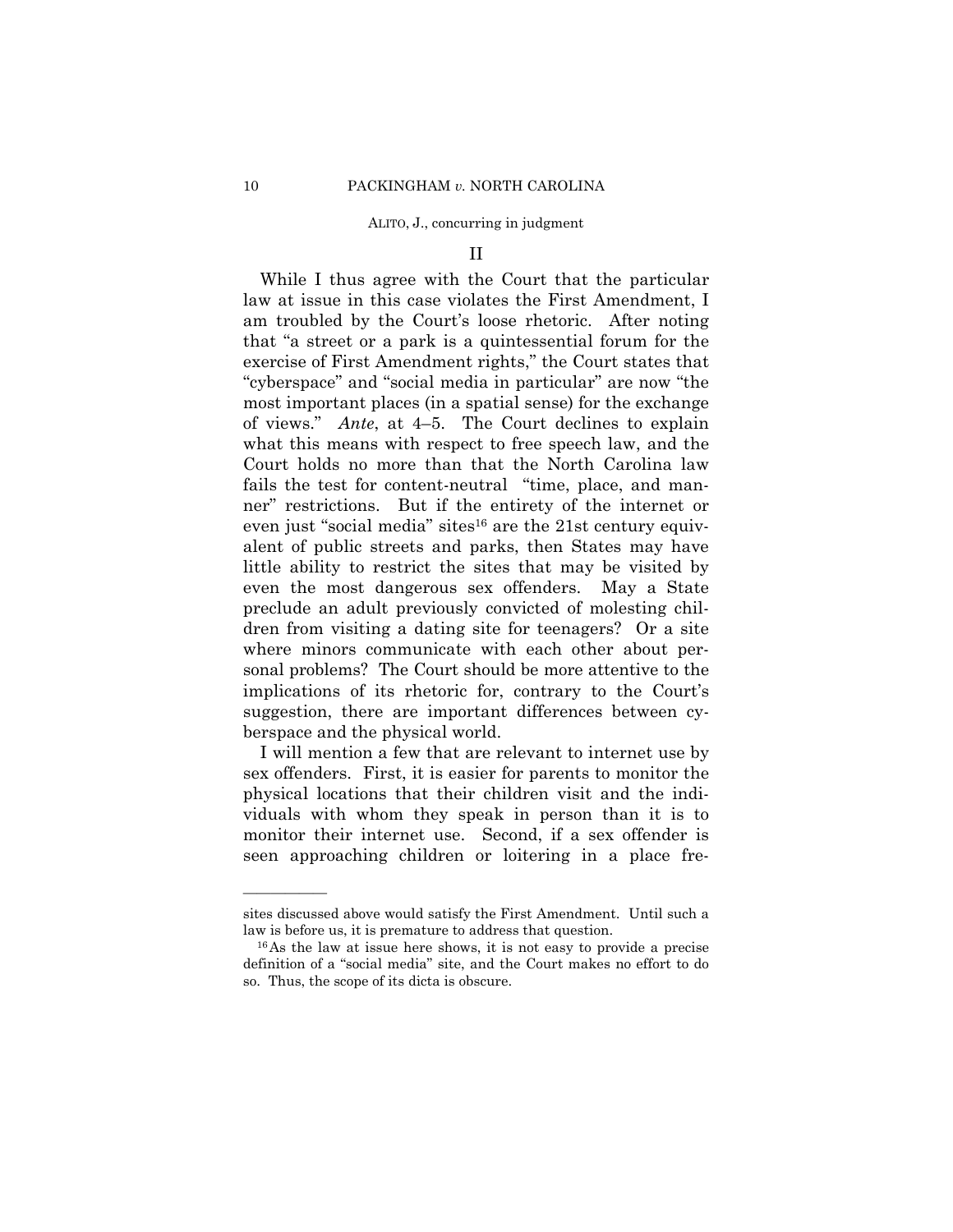## II

While I thus agree with the Court that the particular law at issue in this case violates the First Amendment, I am troubled by the Court's loose rhetoric. After noting that "a street or a park is a quintessential forum for the exercise of First Amendment rights," the Court states that "cyberspace" and "social media in particular" are now "the most important places (in a spatial sense) for the exchange of views." *Ante*, at 4–5. The Court declines to explain what this means with respect to free speech law, and the Court holds no more than that the North Carolina law fails the test for content-neutral "time, place, and manner" restrictions. But if the entirety of the internet or even just "social media" sites[16] are the 21st century equivalent of public streets and parks, then States may have little ability to restrict the sites that may be visited by even the most dangerous sex offenders. May a State preclude an adult previously convicted of molesting children from visiting a dating site for teenagers? Or a site where minors communicate with each other about personal problems? The Court should be more attentive to the implications of its rhetoric for, contrary to the Court's suggestion, there are important differences between cyberspace and the physical world.

I will mention a few that are relevant to internet use by sex offenders. First, it is easier for parents to monitor the physical locations that their children visit and the individuals with whom they speak in person than it is to monitor their internet use. Second, if a sex offender is seen approaching children or loitering in a place fre-

---

sites discussed above would satisfy the First Amendment. Until such a law is before us, it is premature to address that question.

[16] As the law at issue here shows, it is not easy to provide a precise definition of a "social media" site, and the Court makes no effort to do so. Thus, the scope of its dicta is obscure.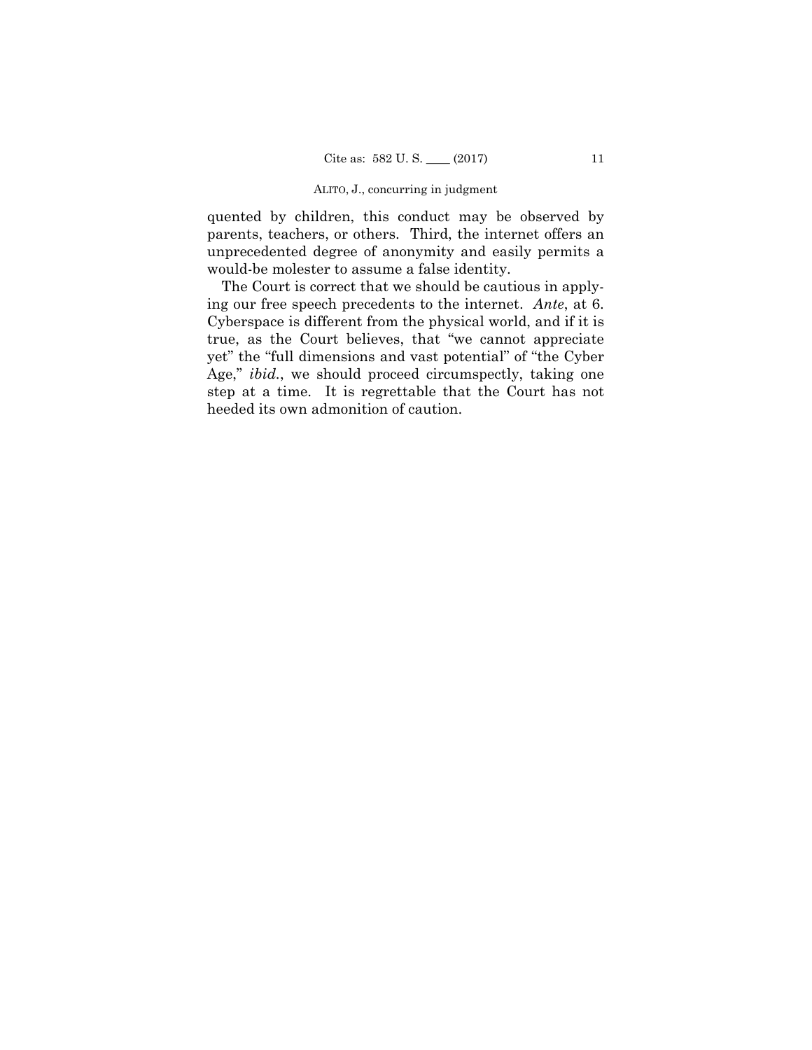quented by children, this conduct may be observed by parents, teachers, or others. Third, the internet offers an unprecedented degree of anonymity and easily permits a would-be molester to assume a false identity.

The Court is correct that we should be cautious in applying our free speech precedents to the internet. *Ante*, at 6. Cyberspace is different from the physical world, and if it is true, as the Court believes, that "we cannot appreciate yet" the "full dimensions and vast potential" of "the Cyber Age," *ibid.*, we should proceed circumspectly, taking one step at a time. It is regrettable that the Court has not heeded its own admonition of caution.